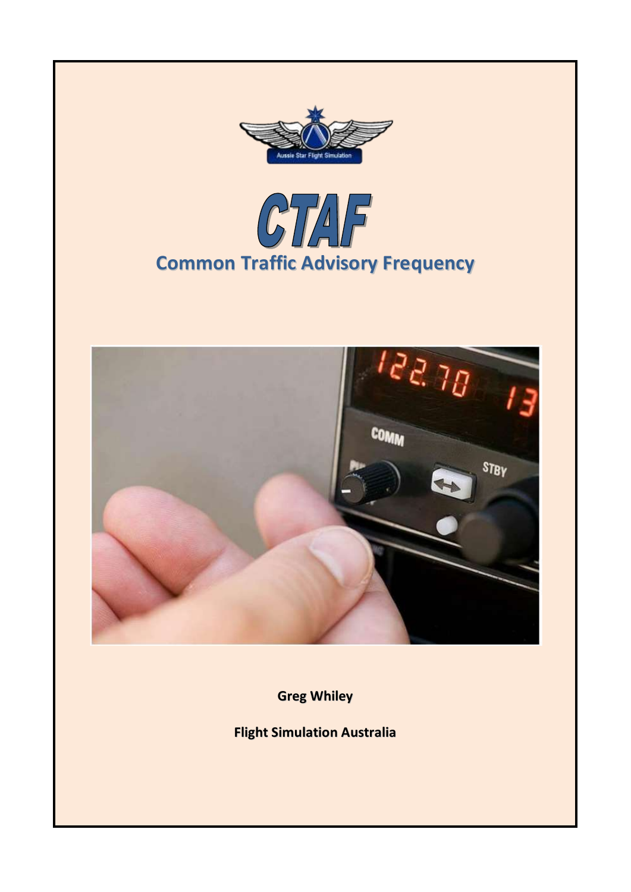# CTAF

## Common Traffic Advisory Frequency

**Greg Whiley**

**Flight Simulation Australia**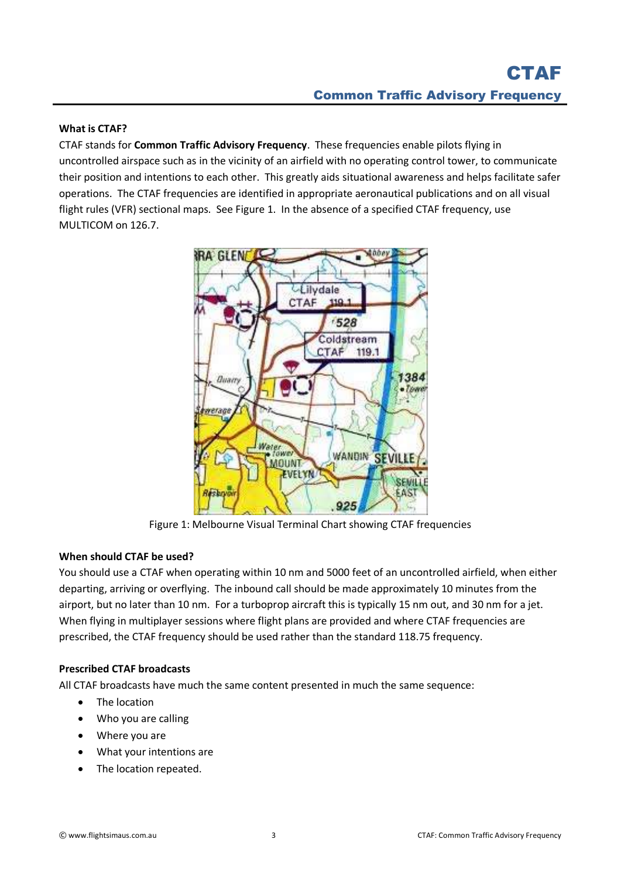# CTAF

## Common Traffic Advisory Frequency

**What is CTAF?**

CTAF stands for **Common Traffic Advisory Frequency**. These frequencies enable pilots flying in uncontrolled airspace such as in the vicinity of an airfield with no operating control tower, to communicate their position and intentions to each other. This greatly aids situational awareness and helps facilitate safer operations. The CTAF frequencies are identified in appropriate aeronautical publications and on all visual flight rules (VFR) sectional maps. See Figure 1. In the absence of a specified CTAF frequency, use MULTICOM on 126.7.

Figure 1: Melbourne Visual Terminal Chart showing CTAF frequencies

**When should CTAF be used?**

You should use a CTAF when operating within 10 nm and 5000 feet of an uncontrolled airfield, when either departing, arriving or overflying. The inbound call should be made approximately 10 minutes from the airport, but no later than 10 nm. For a turboprop aircraft this is typically 15 nm out, and 30 nm for a jet. When flying in multiplayer sessions where flight plans are provided and where CTAF frequencies are prescribed, the CTAF frequency should be used rather than the standard 118.75 frequency.

**Prescribed CTAF broadcasts**

All CTAF broadcasts have much the same content presented in much the same sequence:

- The location
- Who you are calling
- Where you are
- What your intentions are
- The location repeated.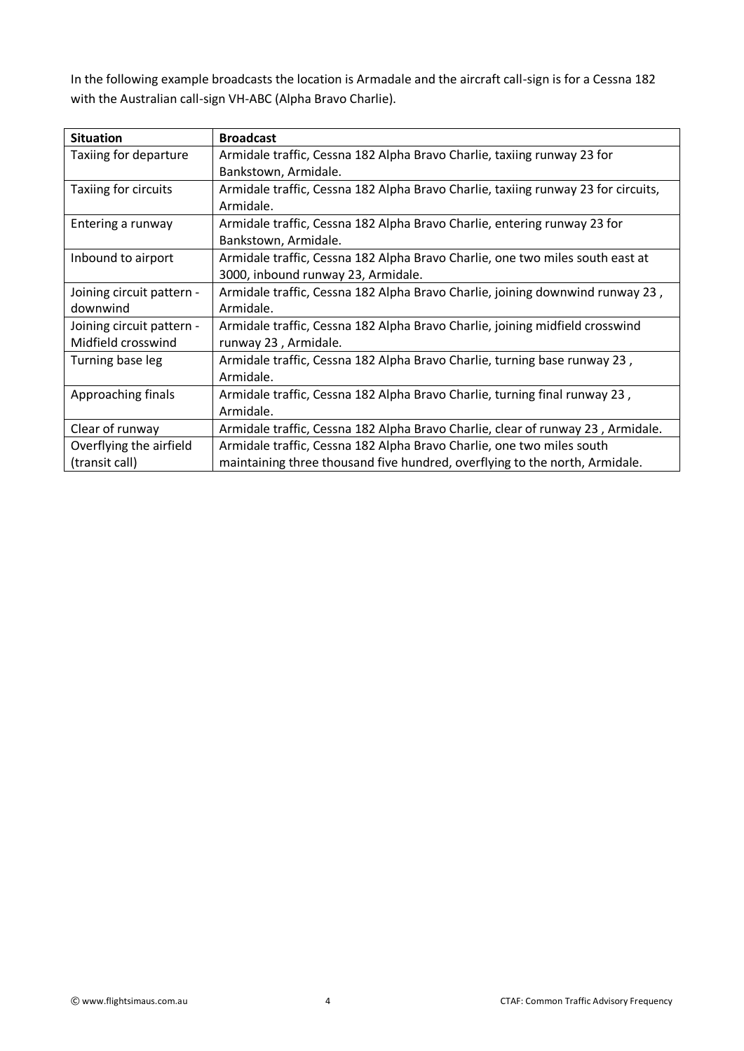In the following example broadcasts the location is Armadale and the aircraft call-sign is for a Cessna 182 with the Australian call-sign VH-ABC (Alpha Bravo Charlie).

| Situation | Broadcast |
|---|---|
| Taxiing for departure | Armidale traffic, Cessna 182 Alpha Bravo Charlie, taxiing runway 23 for Bankstown, Armidale. |
| Taxiing for circuits | Armidale traffic, Cessna 182 Alpha Bravo Charlie, taxiing runway 23 for circuits, Armidale. |
| Entering a runway | Armidale traffic, Cessna 182 Alpha Bravo Charlie, entering runway 23 for Bankstown, Armidale. |
| Inbound to airport | Armidale traffic, Cessna 182 Alpha Bravo Charlie, one two miles south east at 3000, inbound runway 23, Armidale. |
| Joining circuit pattern - downwind | Armidale traffic, Cessna 182 Alpha Bravo Charlie, joining downwind runway 23 , Armidale. |
| Joining circuit pattern - Midfield crosswind | Armidale traffic, Cessna 182 Alpha Bravo Charlie, joining midfield crosswind runway 23 , Armidale. |
| Turning base leg | Armidale traffic, Cessna 182 Alpha Bravo Charlie, turning base runway 23 , Armidale. |
| Approaching finals | Armidale traffic, Cessna 182 Alpha Bravo Charlie, turning final runway 23 , Armidale. |
| Clear of runway | Armidale traffic, Cessna 182 Alpha Bravo Charlie, clear of runway 23 , Armidale. |
| Overflying the airfield (transit call) | Armidale traffic, Cessna 182 Alpha Bravo Charlie, one two miles south maintaining three thousand five hundred, overflying to the north, Armidale. |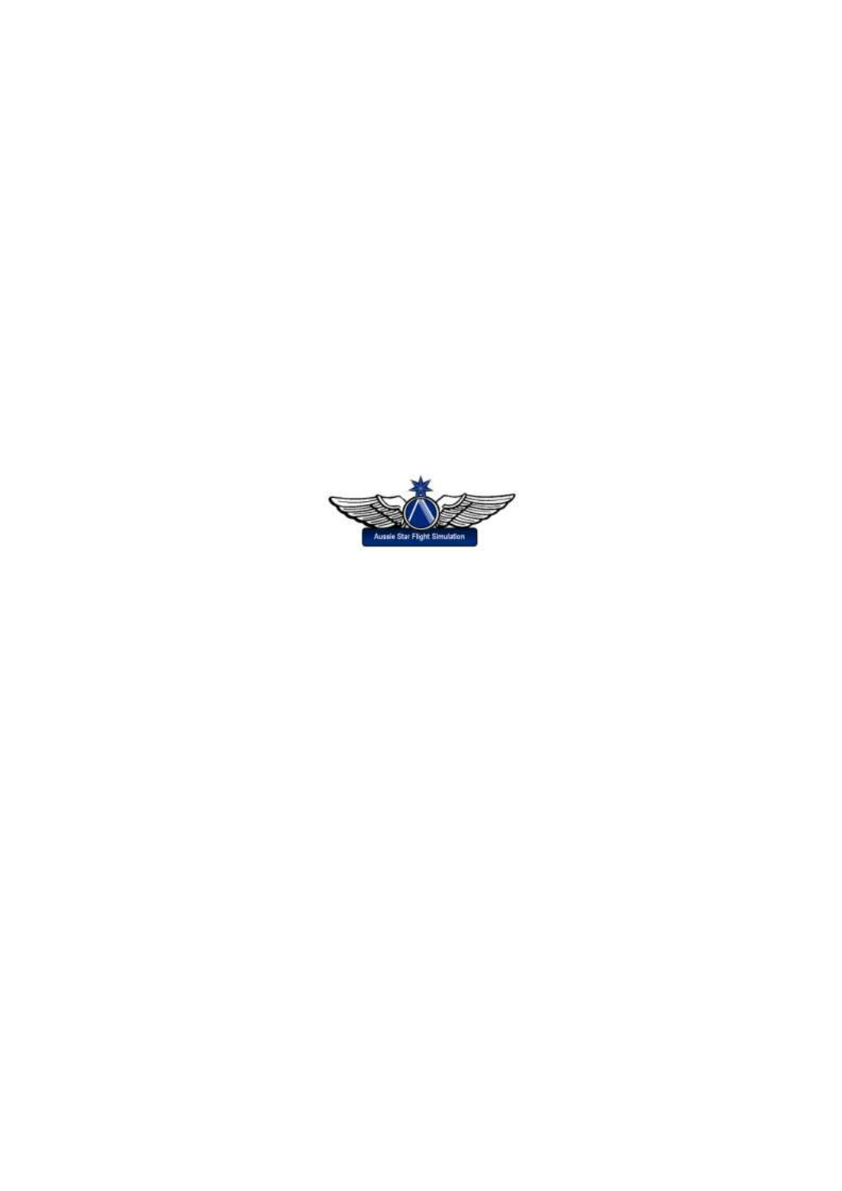Aussie Star Flight Simulation